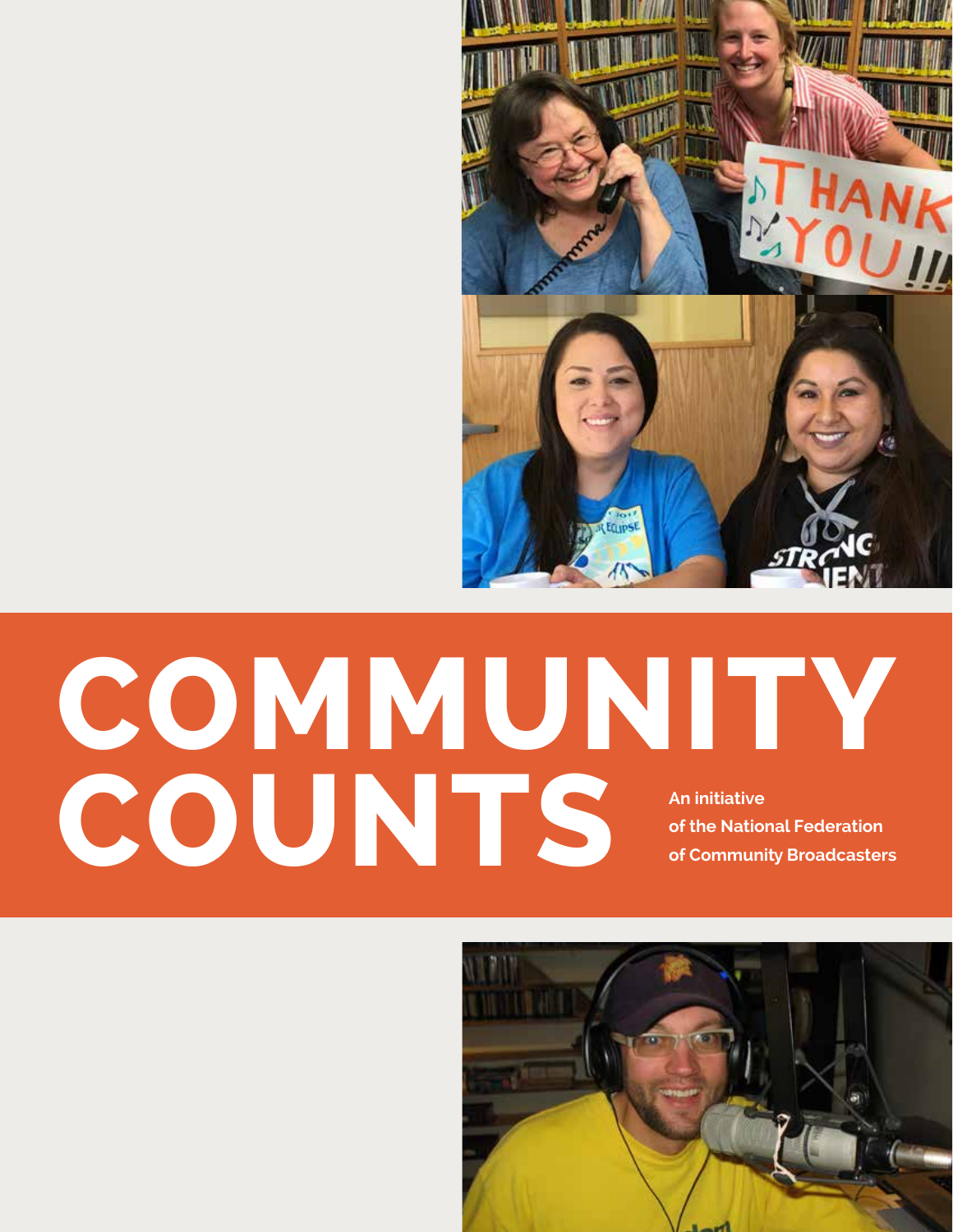# COMMUNITY COUNTS

**An initiative of the National Federation of Community Broadcasters**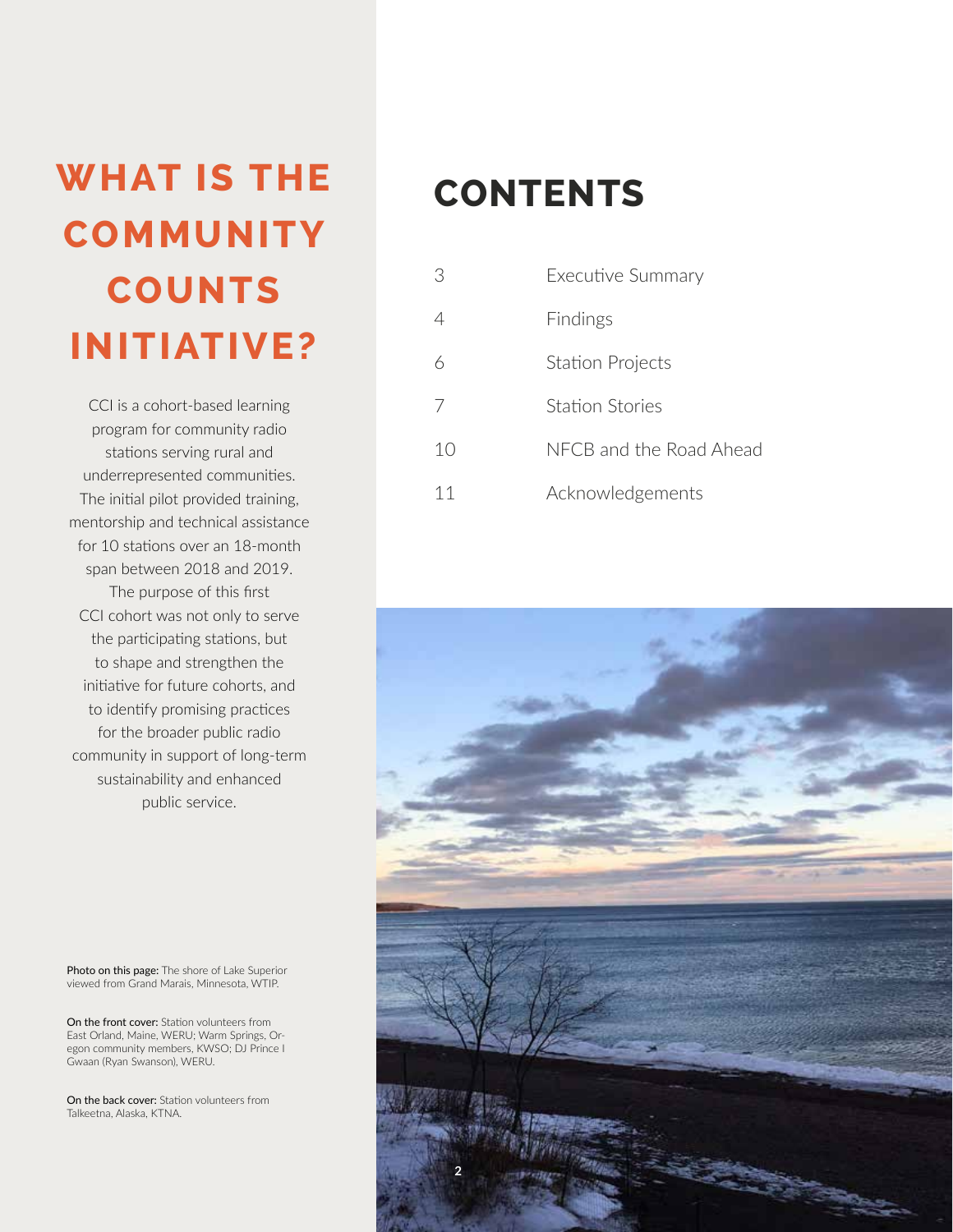# WHAT IS THE COMMUNITY COUNTS INITIATIVE?

CCI is a cohort-based learning program for community radio stations serving rural and underrepresented communities. The initial pilot provided training, mentorship and technical assistance for 10 stations over an 18-month span between 2018 and 2019. The purpose of this first CCI cohort was not only to serve the participating stations, but to shape and strengthen the initiative for future cohorts, and to identify promising practices for the broader public radio community in support of long-term sustainability and enhanced public service.

**Photo on this page:** The shore of Lake Superior viewed from Grand Marais, Minnesota, WTIP.

**On the front cover:** Station volunteers from East Orland, Maine, WERU; Warm Springs, Oregon community members, KWSO; DJ Prince I Gwaan (Ryan Swanson), WERU.

**On the back cover:** Station volunteers from Talkeetna, Alaska, KTNA.

# CONTENTS

| | |
|---|---|
| 3 | Executive Summary |
| 4 | Findings |
| 6 | Station Projects |
| 7 | Station Stories |
| 10 | NFCB and the Road Ahead |
| 11 | Acknowledgements |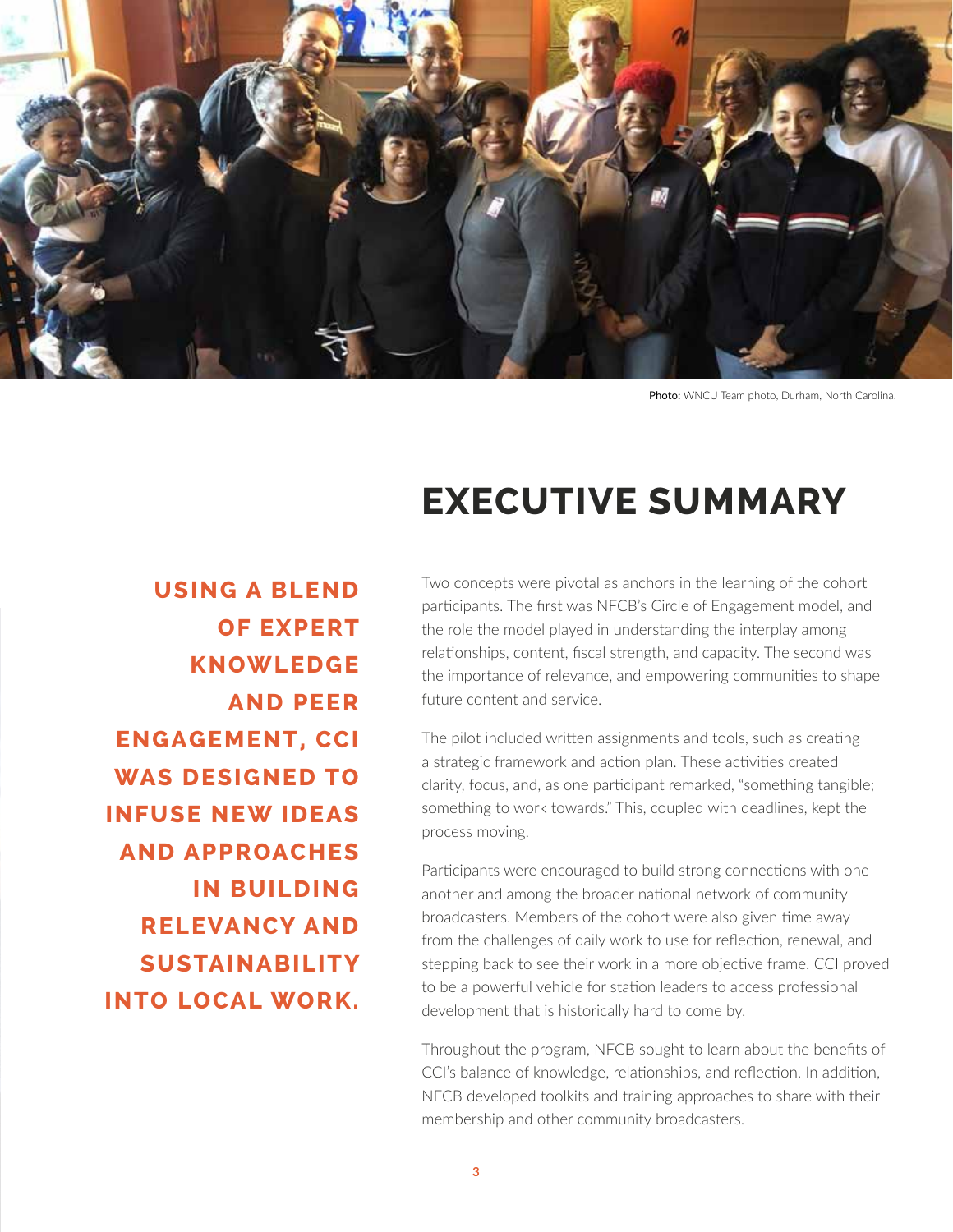Photo: WNCU Team photo, Durham, North Carolina.

# EXECUTIVE SUMMARY

**USING A BLEND OF EXPERT KNOWLEDGE AND PEER ENGAGEMENT, CCI WAS DESIGNED TO INFUSE NEW IDEAS AND APPROACHES IN BUILDING RELEVANCY AND SUSTAINABILITY INTO LOCAL WORK.**

Two concepts were pivotal as anchors in the learning of the cohort participants. The first was NFCB's Circle of Engagement model, and the role the model played in understanding the interplay among relationships, content, fiscal strength, and capacity. The second was the importance of relevance, and empowering communities to shape future content and service.

The pilot included written assignments and tools, such as creating a strategic framework and action plan. These activities created clarity, focus, and, as one participant remarked, "something tangible; something to work towards." This, coupled with deadlines, kept the process moving.

Participants were encouraged to build strong connections with one another and among the broader national network of community broadcasters. Members of the cohort were also given time away from the challenges of daily work to use for reflection, renewal, and stepping back to see their work in a more objective frame. CCI proved to be a powerful vehicle for station leaders to access professional development that is historically hard to come by.

Throughout the program, NFCB sought to learn about the benefits of CCI's balance of knowledge, relationships, and reflection. In addition, NFCB developed toolkits and training approaches to share with their membership and other community broadcasters.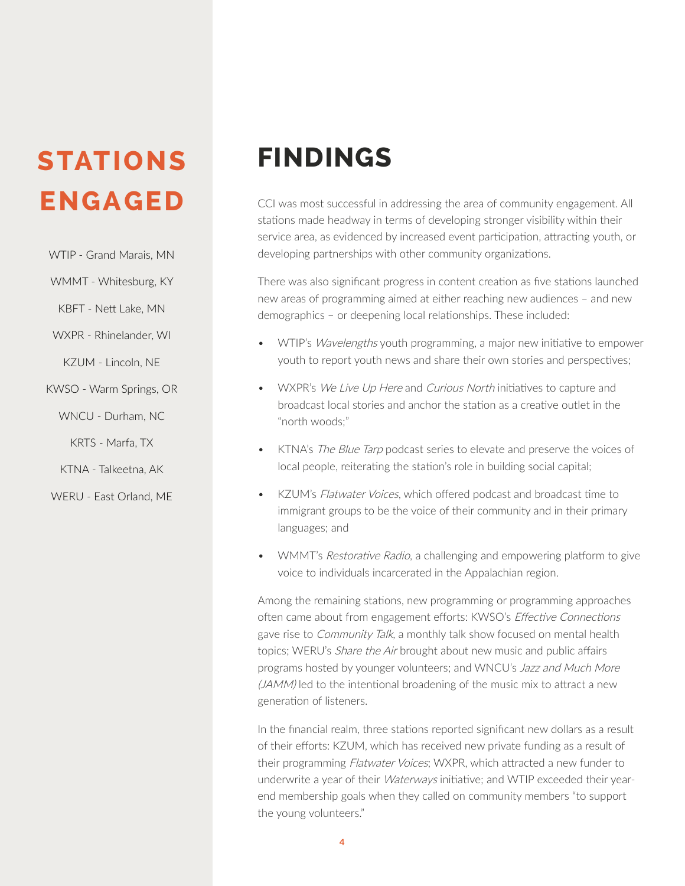## STATIONS ENGAGED

WTIP - Grand Marais, MN

WMMT - Whitesburg, KY

KBFT - Nett Lake, MN

WXPR - Rhinelander, WI

KZUM - Lincoln, NE

KWSO - Warm Springs, OR

WNCU - Durham, NC

KRTS - Marfa, TX

KTNA - Talkeetna, AK

WERU - East Orland, ME

# FINDINGS

CCI was most successful in addressing the area of community engagement. All stations made headway in terms of developing stronger visibility within their service area, as evidenced by increased event participation, attracting youth, or developing partnerships with other community organizations.

There was also significant progress in content creation as five stations launched new areas of programming aimed at either reaching new audiences – and new demographics – or deepening local relationships. These included:

- WTIP's *Wavelengths* youth programming, a major new initiative to empower youth to report youth news and share their own stories and perspectives;
- WXPR's *We Live Up Here* and *Curious North* initiatives to capture and broadcast local stories and anchor the station as a creative outlet in the "north woods;"
- KTNA's *The Blue Tarp* podcast series to elevate and preserve the voices of local people, reiterating the station's role in building social capital;
- KZUM's *Flatwater Voices*, which offered podcast and broadcast time to immigrant groups to be the voice of their community and in their primary languages; and
- WMMT's *Restorative Radio*, a challenging and empowering platform to give voice to individuals incarcerated in the Appalachian region.

Among the remaining stations, new programming or programming approaches often came about from engagement efforts: KWSO's *Effective Connections* gave rise to *Community Talk*, a monthly talk show focused on mental health topics; WERU's *Share the Air* brought about new music and public affairs programs hosted by younger volunteers; and WNCU's *Jazz and Much More (JAMM)* led to the intentional broadening of the music mix to attract a new generation of listeners.

In the financial realm, three stations reported significant new dollars as a result of their efforts: KZUM, which has received new private funding as a result of their programming *Flatwater Voices*; WXPR, which attracted a new funder to underwrite a year of their *Waterways* initiative; and WTIP exceeded their year-end membership goals when they called on community members "to support the young volunteers."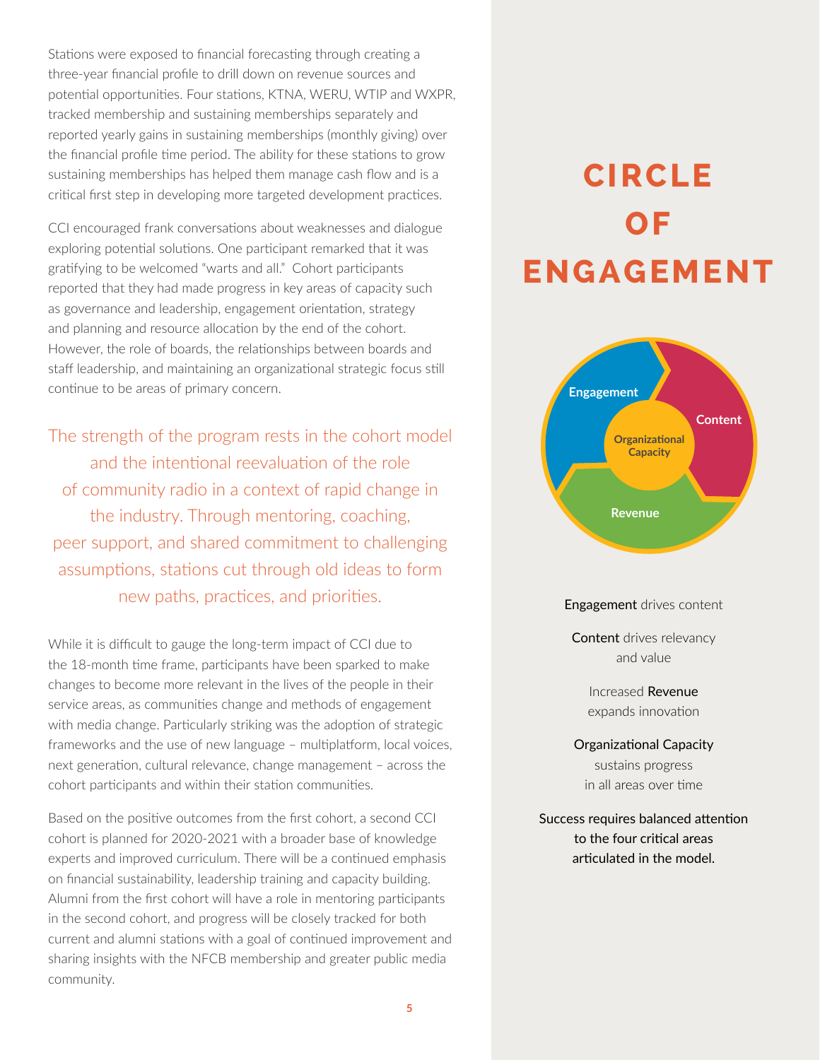Stations were exposed to financial forecasting through creating a three-year financial profile to drill down on revenue sources and potential opportunities. Four stations, KTNA, WERU, WTIP and WXPR, tracked membership and sustaining memberships separately and reported yearly gains in sustaining memberships (monthly giving) over the financial profile time period. The ability for these stations to grow sustaining memberships has helped them manage cash flow and is a critical first step in developing more targeted development practices.

CCI encouraged frank conversations about weaknesses and dialogue exploring potential solutions. One participant remarked that it was gratifying to be welcomed "warts and all." Cohort participants reported that they had made progress in key areas of capacity such as governance and leadership, engagement orientation, strategy and planning and resource allocation by the end of the cohort. However, the role of boards, the relationships between boards and staff leadership, and maintaining an organizational strategic focus still continue to be areas of primary concern.

> The strength of the program rests in the cohort model and the intentional reevaluation of the role of community radio in a context of rapid change in the industry. Through mentoring, coaching, peer support, and shared commitment to challenging assumptions, stations cut through old ideas to form new paths, practices, and priorities.

While it is difficult to gauge the long-term impact of CCI due to the 18-month time frame, participants have been sparked to make changes to become more relevant in the lives of the people in their service areas, as communities change and methods of engagement with media change. Particularly striking was the adoption of strategic frameworks and the use of new language – multiplatform, local voices, next generation, cultural relevance, change management – across the cohort participants and within their station communities.

Based on the positive outcomes from the first cohort, a second CCI cohort is planned for 2020-2021 with a broader base of knowledge experts and improved curriculum. There will be a continued emphasis on financial sustainability, leadership training and capacity building. Alumni from the first cohort will have a role in mentoring participants in the second cohort, and progress will be closely tracked for both current and alumni stations with a goal of continued improvement and sharing insights with the NFCB membership and greater public media community.

## CIRCLE OF ENGAGEMENT

Engagement · Content · Revenue · Organizational Capacity

**Engagement** drives content

**Content** drives relevancy and value

Increased **Revenue** expands innovation

**Organizational Capacity** sustains progress in all areas over time

Success requires balanced attention to the four critical areas articulated in the model.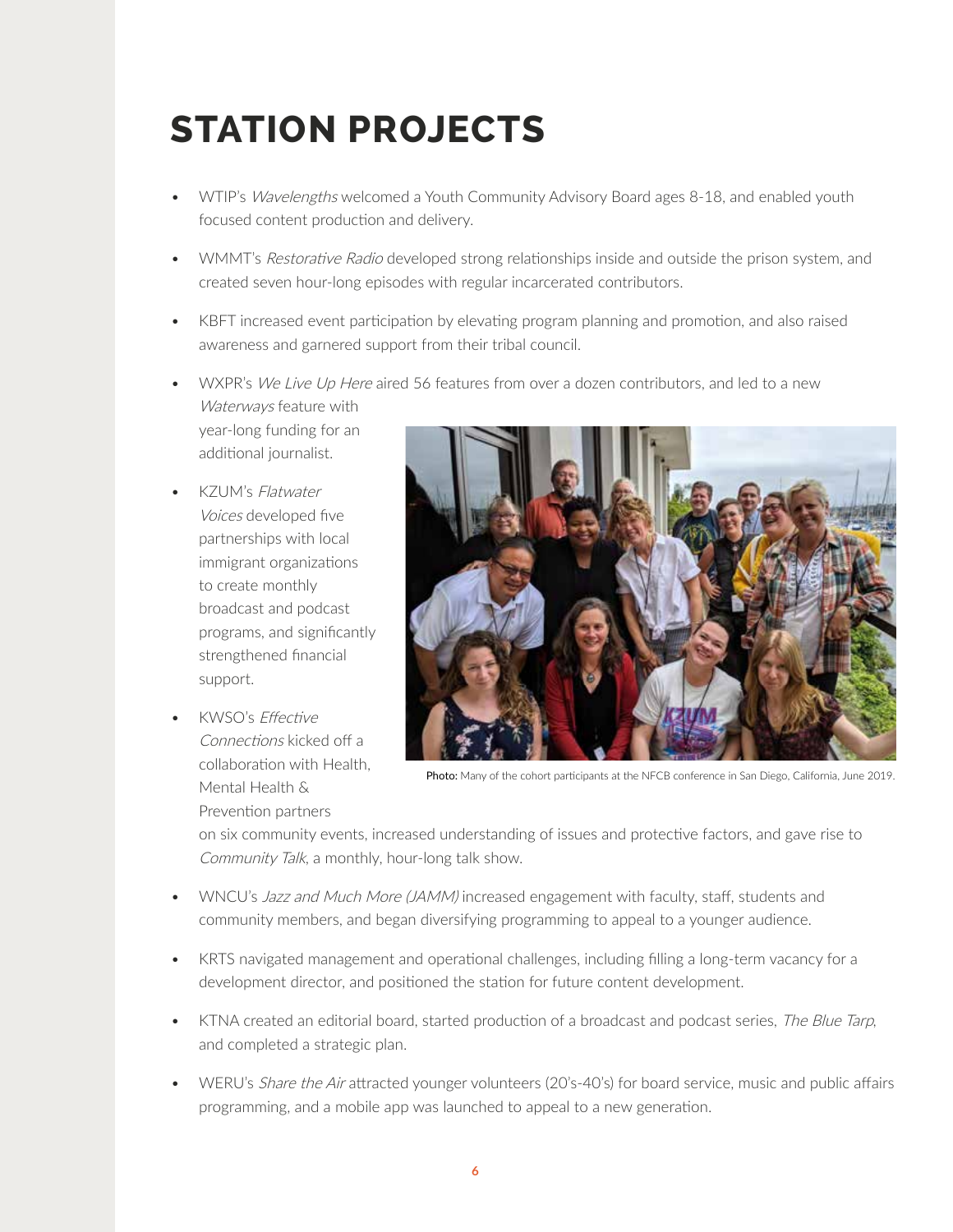# STATION PROJECTS

- WTIP's *Wavelengths* welcomed a Youth Community Advisory Board ages 8-18, and enabled youth focused content production and delivery.
- WMMT's *Restorative Radio* developed strong relationships inside and outside the prison system, and created seven hour-long episodes with regular incarcerated contributors.
- KBFT increased event participation by elevating program planning and promotion, and also raised awareness and garnered support from their tribal council.
- WXPR's *We Live Up Here* aired 56 features from over a dozen contributors, and led to a new *Waterways* feature with year-long funding for an additional journalist.
- KZUM's *Flatwater Voices* developed five partnerships with local immigrant organizations to create monthly broadcast and podcast programs, and significantly strengthened financial support.
- KWSO's *Effective Connections* kicked off a collaboration with Health, Mental Health & Prevention partners on six community events, increased understanding of issues and protective factors, and gave rise to *Community Talk*, a monthly, hour-long talk show.
- WNCU's *Jazz and Much More (JAMM)* increased engagement with faculty, staff, students and community members, and began diversifying programming to appeal to a younger audience.
- KRTS navigated management and operational challenges, including filling a long-term vacancy for a development director, and positioned the station for future content development.
- KTNA created an editorial board, started production of a broadcast and podcast series, *The Blue Tarp*, and completed a strategic plan.
- WERU's *Share the Air* attracted younger volunteers (20's-40's) for board service, music and public affairs programming, and a mobile app was launched to appeal to a new generation.

**Photo:** Many of the cohort participants at the NFCB conference in San Diego, California, June 2019.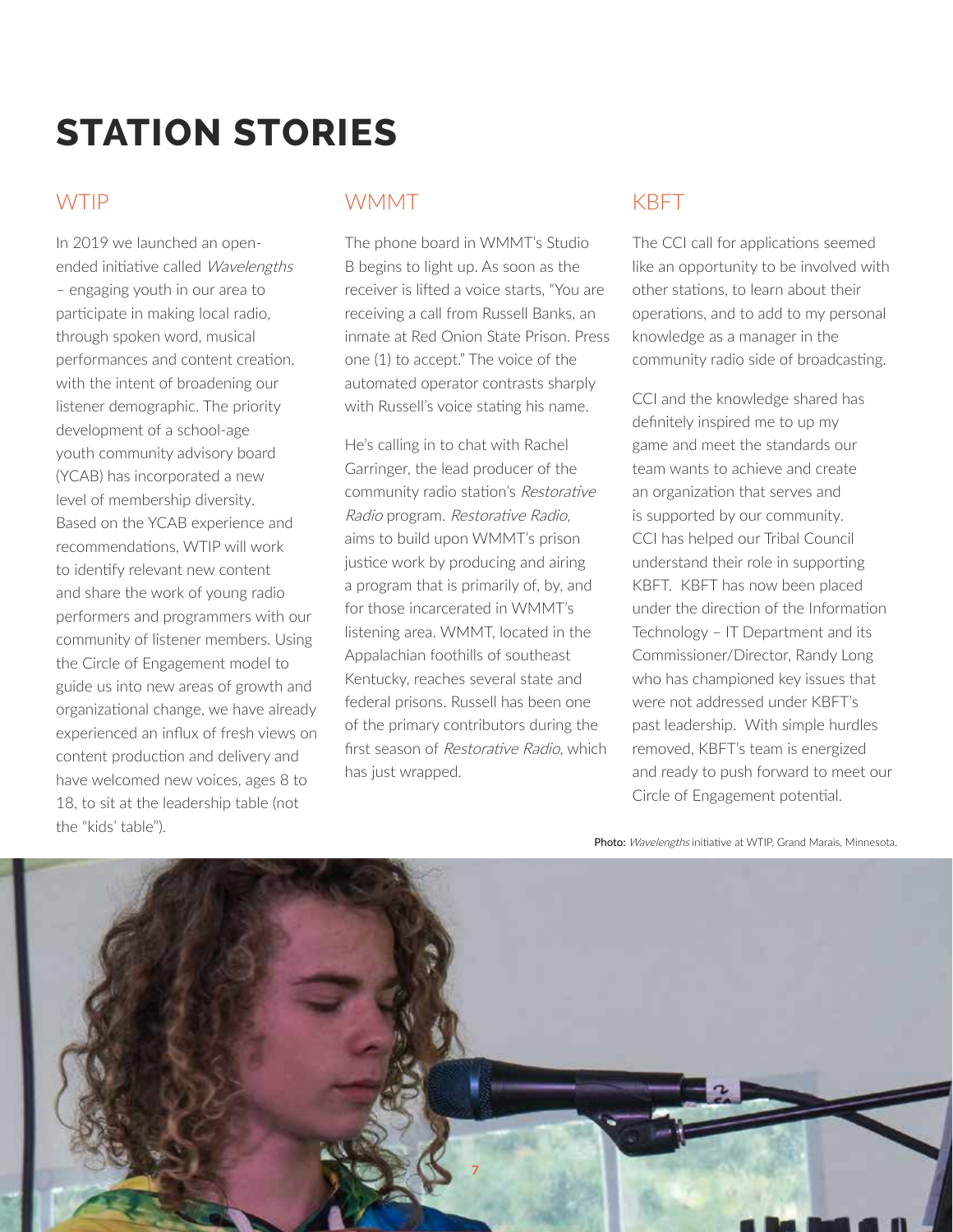# STATION STORIES

## WTIP

In 2019 we launched an open-ended initiative called *Wavelengths* – engaging youth in our area to participate in making local radio, through spoken word, musical performances and content creation, with the intent of broadening our listener demographic. The priority development of a school-age youth community advisory board (YCAB) has incorporated a new level of membership diversity. Based on the YCAB experience and recommendations, WTIP will work to identify relevant new content and share the work of young radio performers and programmers with our community of listener members. Using the Circle of Engagement model to guide us into new areas of growth and organizational change, we have already experienced an influx of fresh views on content production and delivery and have welcomed new voices, ages 8 to 18, to sit at the leadership table (not the "kids' table").

## WMMT

The phone board in WMMT's Studio B begins to light up. As soon as the receiver is lifted a voice starts, "You are receiving a call from Russell Banks, an inmate at Red Onion State Prison. Press one (1) to accept." The voice of the automated operator contrasts sharply with Russell's voice stating his name.

He's calling in to chat with Rachel Garringer, the lead producer of the community radio station's *Restorative Radio* program. *Restorative Radio*, aims to build upon WMMT's prison justice work by producing and airing a program that is primarily of, by, and for those incarcerated in WMMT's listening area. WMMT, located in the Appalachian foothills of southeast Kentucky, reaches several state and federal prisons. Russell has been one of the primary contributors during the first season of *Restorative Radio*, which has just wrapped.

## KBFT

The CCI call for applications seemed like an opportunity to be involved with other stations, to learn about their operations, and to add to my personal knowledge as a manager in the community radio side of broadcasting.

CCI and the knowledge shared has definitely inspired me to up my game and meet the standards our team wants to achieve and create an organization that serves and is supported by our community. CCI has helped our Tribal Council understand their role in supporting KBFT. KBFT has now been placed under the direction of the Information Technology – IT Department and its Commissioner/Director, Randy Long who has championed key issues that were not addressed under KBFT's past leadership. With simple hurdles removed, KBFT's team is energized and ready to push forward to meet our Circle of Engagement potential.

**Photo:** *Wavelengths* initiative at WTIP, Grand Marais, Minnesota.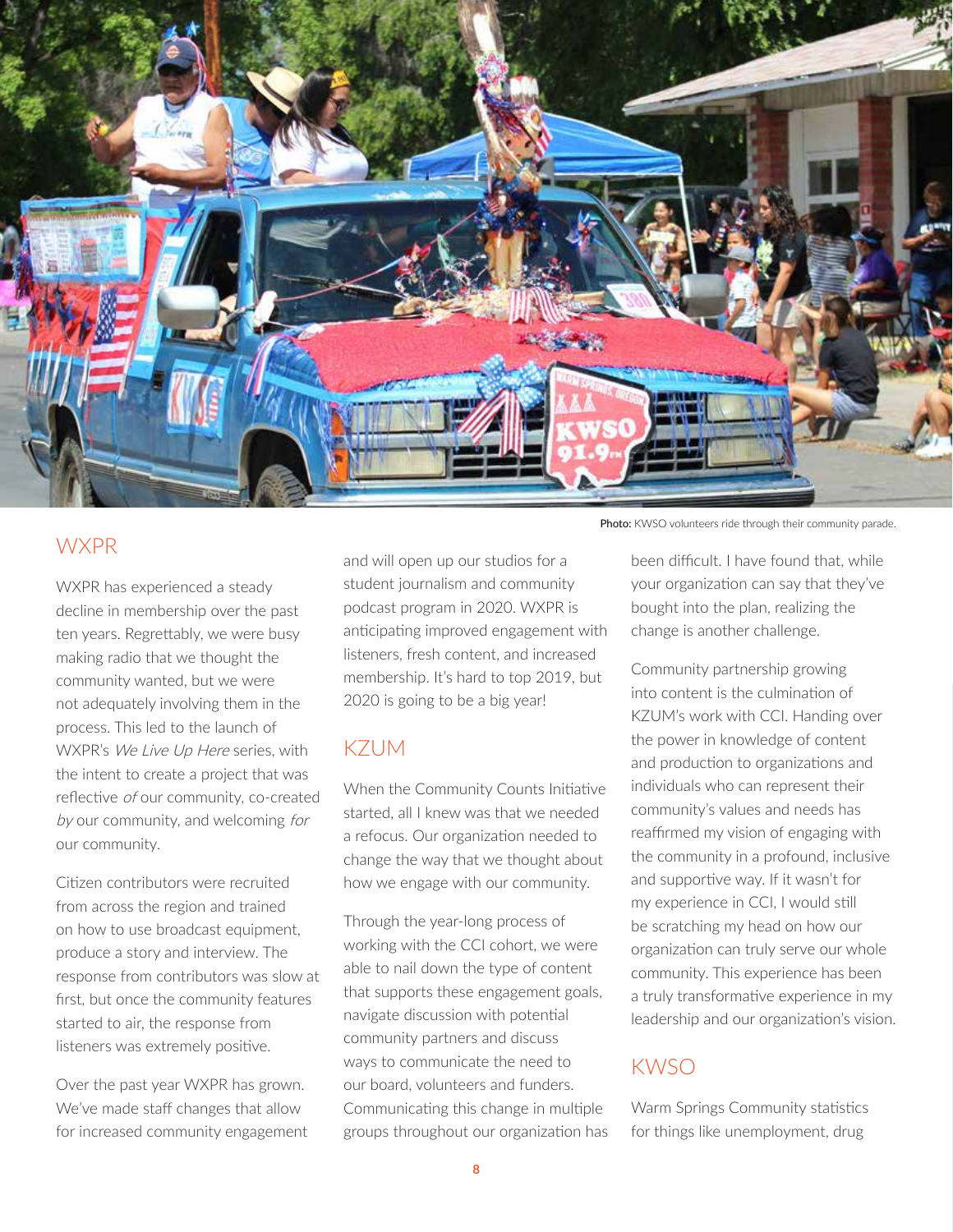Photo: KWSO volunteers ride through their community parade.

## WXPR

WXPR has experienced a steady decline in membership over the past ten years. Regrettably, we were busy making radio that we thought the community wanted, but we were not adequately involving them in the process. This led to the launch of WXPR's *We Live Up Here* series, with the intent to create a project that was reflective *of* our community, co-created *by* our community, and welcoming *for* our community.

Citizen contributors were recruited from across the region and trained on how to use broadcast equipment, produce a story and interview. The response from contributors was slow at first, but once the community features started to air, the response from listeners was extremely positive.

Over the past year WXPR has grown. We've made staff changes that allow for increased community engagement and will open up our studios for a student journalism and community podcast program in 2020. WXPR is anticipating improved engagement with listeners, fresh content, and increased membership. It's hard to top 2019, but 2020 is going to be a big year!

## KZUM

When the Community Counts Initiative started, all I knew was that we needed a refocus. Our organization needed to change the way that we thought about how we engage with our community.

Through the year-long process of working with the CCI cohort, we were able to nail down the type of content that supports these engagement goals, navigate discussion with potential community partners and discuss ways to communicate the need to our board, volunteers and funders. Communicating this change in multiple groups throughout our organization has been difficult. I have found that, while your organization can say that they've bought into the plan, realizing the change is another challenge.

Community partnership growing into content is the culmination of KZUM's work with CCI. Handing over the power in knowledge of content and production to organizations and individuals who can represent their community's values and needs has reaffirmed my vision of engaging with the community in a profound, inclusive and supportive way. If it wasn't for my experience in CCI, I would still be scratching my head on how our organization can truly serve our whole community. This experience has been a truly transformative experience in my leadership and our organization's vision.

## KWSO

Warm Springs Community statistics for things like unemployment, drug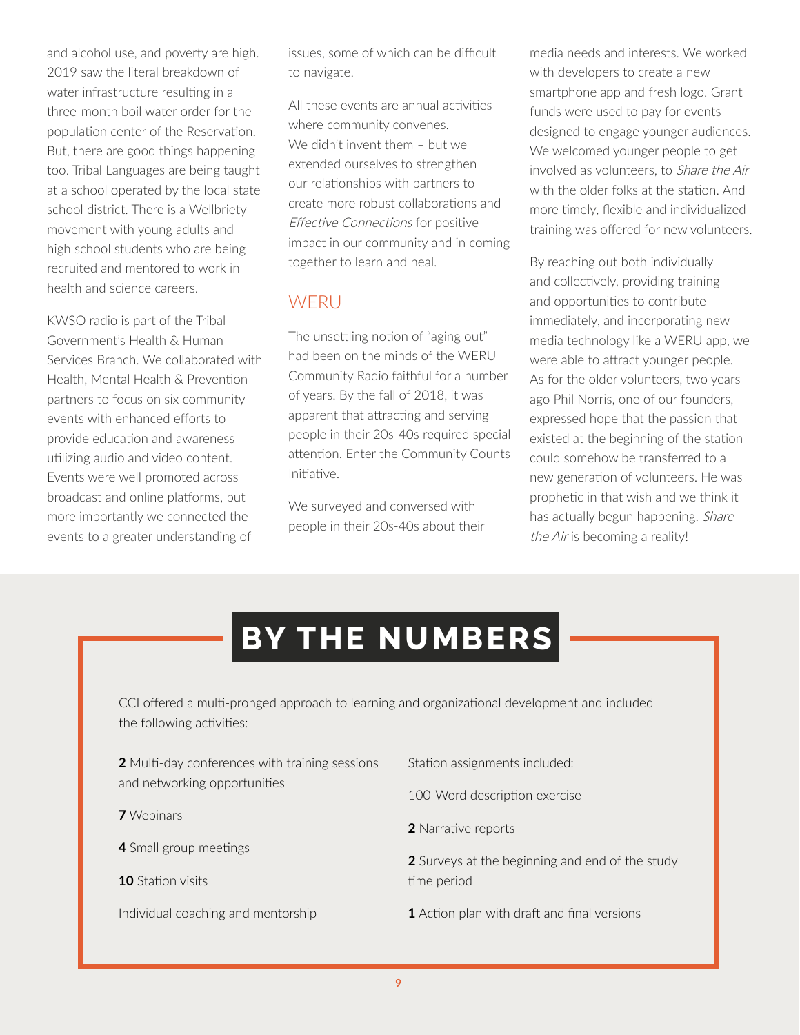and alcohol use, and poverty are high. 2019 saw the literal breakdown of water infrastructure resulting in a three-month boil water order for the population center of the Reservation. But, there are good things happening too. Tribal Languages are being taught at a school operated by the local state school district. There is a Wellbriety movement with young adults and high school students who are being recruited and mentored to work in health and science careers.

KWSO radio is part of the Tribal Government's Health & Human Services Branch. We collaborated with Health, Mental Health & Prevention partners to focus on six community events with enhanced efforts to provide education and awareness utilizing audio and video content. Events were well promoted across broadcast and online platforms, but more importantly we connected the events to a greater understanding of issues, some of which can be difficult to navigate.

All these events are annual activities where community convenes. We didn't invent them – but we extended ourselves to strengthen our relationships with partners to create more robust collaborations and *Effective Connections* for positive impact in our community and in coming together to learn and heal.

## WERU

The unsettling notion of "aging out" had been on the minds of the WERU Community Radio faithful for a number of years. By the fall of 2018, it was apparent that attracting and serving people in their 20s-40s required special attention. Enter the Community Counts Initiative.

We surveyed and conversed with people in their 20s-40s about their media needs and interests. We worked with developers to create a new smartphone app and fresh logo. Grant funds were used to pay for events designed to engage younger audiences. We welcomed younger people to get involved as volunteers, to *Share the Air* with the older folks at the station. And more timely, flexible and individualized training was offered for new volunteers.

By reaching out both individually and collectively, providing training and opportunities to contribute immediately, and incorporating new media technology like a WERU app, we were able to attract younger people. As for the older volunteers, two years ago Phil Norris, one of our founders, expressed hope that the passion that existed at the beginning of the station could somehow be transferred to a new generation of volunteers. He was prophetic in that wish and we think it has actually begun happening. *Share the Air* is becoming a reality!

## BY THE NUMBERS

CCI offered a multi-pronged approach to learning and organizational development and included the following activities:

**2** Multi-day conferences with training sessions and networking opportunities

**7** Webinars

**4** Small group meetings

**10** Station visits

Individual coaching and mentorship

Station assignments included:

100-Word description exercise

**2** Narrative reports

**2** Surveys at the beginning and end of the study time period

**1** Action plan with draft and final versions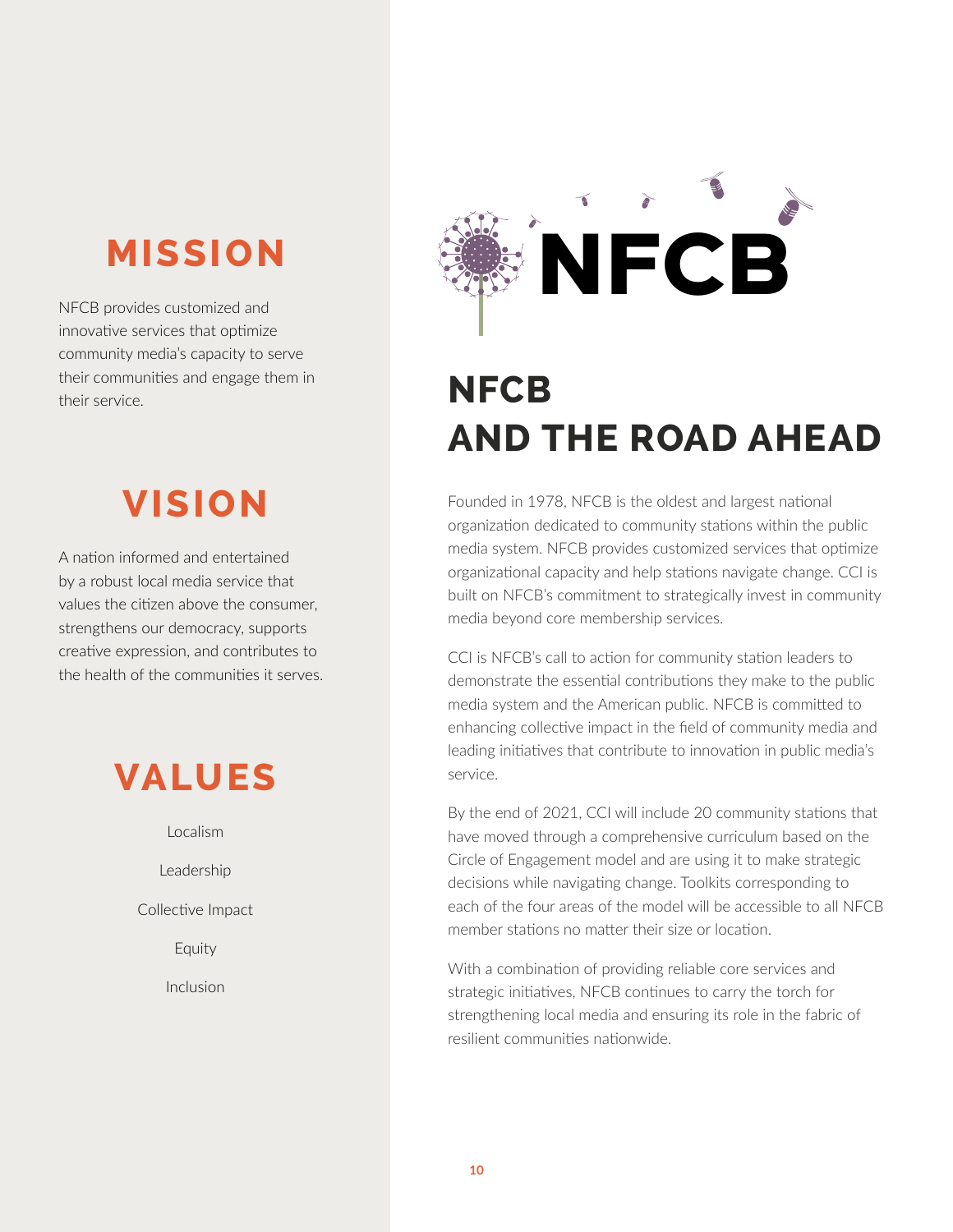## MISSION

NFCB provides customized and innovative services that optimize community media's capacity to serve their communities and engage them in their service.

## VISION

A nation informed and entertained by a robust local media service that values the citizen above the consumer, strengthens our democracy, supports creative expression, and contributes to the health of the communities it serves.

## VALUES

Localism

Leadership

Collective Impact

Equity

Inclusion

# NFCB AND THE ROAD AHEAD

Founded in 1978, NFCB is the oldest and largest national organization dedicated to community stations within the public media system. NFCB provides customized services that optimize organizational capacity and help stations navigate change. CCI is built on NFCB's commitment to strategically invest in community media beyond core membership services.

CCI is NFCB's call to action for community station leaders to demonstrate the essential contributions they make to the public media system and the American public. NFCB is committed to enhancing collective impact in the field of community media and leading initiatives that contribute to innovation in public media's service.

By the end of 2021, CCI will include 20 community stations that have moved through a comprehensive curriculum based on the Circle of Engagement model and are using it to make strategic decisions while navigating change. Toolkits corresponding to each of the four areas of the model will be accessible to all NFCB member stations no matter their size or location.

With a combination of providing reliable core services and strategic initiatives, NFCB continues to carry the torch for strengthening local media and ensuring its role in the fabric of resilient communities nationwide.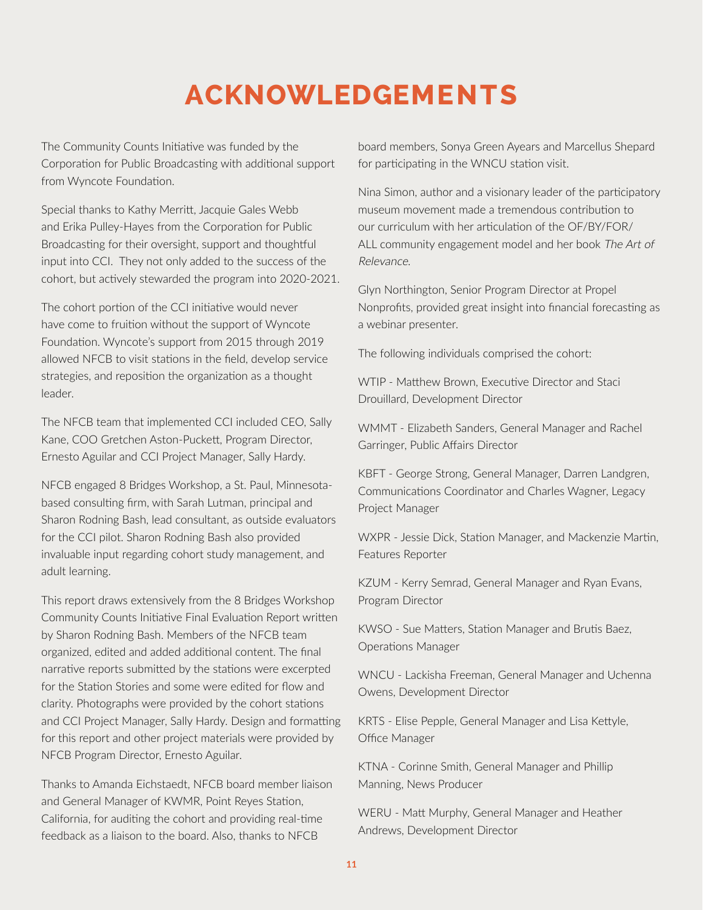# ACKNOWLEDGEMENTS

The Community Counts Initiative was funded by the Corporation for Public Broadcasting with additional support from Wyncote Foundation.

Special thanks to Kathy Merritt, Jacquie Gales Webb and Erika Pulley-Hayes from the Corporation for Public Broadcasting for their oversight, support and thoughtful input into CCI. They not only added to the success of the cohort, but actively stewarded the program into 2020-2021.

The cohort portion of the CCI initiative would never have come to fruition without the support of Wyncote Foundation. Wyncote's support from 2015 through 2019 allowed NFCB to visit stations in the field, develop service strategies, and reposition the organization as a thought leader.

The NFCB team that implemented CCI included CEO, Sally Kane, COO Gretchen Aston-Puckett, Program Director, Ernesto Aguilar and CCI Project Manager, Sally Hardy.

NFCB engaged 8 Bridges Workshop, a St. Paul, Minnesota-based consulting firm, with Sarah Lutman, principal and Sharon Rodning Bash, lead consultant, as outside evaluators for the CCI pilot. Sharon Rodning Bash also provided invaluable input regarding cohort study management, and adult learning.

This report draws extensively from the 8 Bridges Workshop Community Counts Initiative Final Evaluation Report written by Sharon Rodning Bash. Members of the NFCB team organized, edited and added additional content. The final narrative reports submitted by the stations were excerpted for the Station Stories and some were edited for flow and clarity. Photographs were provided by the cohort stations and CCI Project Manager, Sally Hardy. Design and formatting for this report and other project materials were provided by NFCB Program Director, Ernesto Aguilar.

Thanks to Amanda Eichstaedt, NFCB board member liaison and General Manager of KWMR, Point Reyes Station, California, for auditing the cohort and providing real-time feedback as a liaison to the board. Also, thanks to NFCB board members, Sonya Green Ayears and Marcellus Shepard for participating in the WNCU station visit.

Nina Simon, author and a visionary leader of the participatory museum movement made a tremendous contribution to our curriculum with her articulation of the OF/BY/FOR/ALL community engagement model and her book *The Art of Relevance*.

Glyn Northington, Senior Program Director at Propel Nonprofits, provided great insight into financial forecasting as a webinar presenter.

The following individuals comprised the cohort:

WTIP - Matthew Brown, Executive Director and Staci Drouillard, Development Director

WMMT - Elizabeth Sanders, General Manager and Rachel Garringer, Public Affairs Director

KBFT - George Strong, General Manager, Darren Landgren, Communications Coordinator and Charles Wagner, Legacy Project Manager

WXPR - Jessie Dick, Station Manager, and Mackenzie Martin, Features Reporter

KZUM - Kerry Semrad, General Manager and Ryan Evans, Program Director

KWSO - Sue Matters, Station Manager and Brutis Baez, Operations Manager

WNCU - Lackisha Freeman, General Manager and Uchenna Owens, Development Director

KRTS - Elise Pepple, General Manager and Lisa Kettyle, Office Manager

KTNA - Corinne Smith, General Manager and Phillip Manning, News Producer

WERU - Matt Murphy, General Manager and Heather Andrews, Development Director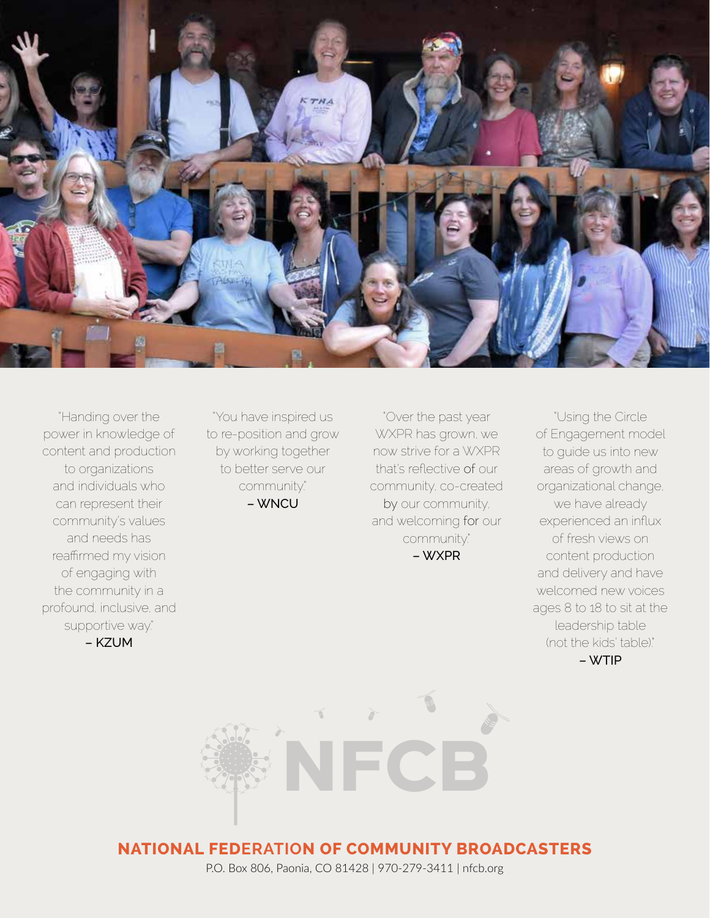"Handing over the power in knowledge of content and production to organizations and individuals who can represent their community's values and needs has reaffirmed my vision of engaging with the community in a profound, inclusive, and supportive way."
– KZUM

"You have inspired us to re-position and grow by working together to better serve our community."
– WNCU

"Over the past year WXPR has grown, we now strive for a WXPR that's reflective of our community, co-created by our community, and welcoming for our community."
– WXPR

"Using the Circle of Engagement model to guide us into new areas of growth and organizational change, we have already experienced an influx of fresh views on content production and delivery and have welcomed new voices ages 8 to 18 to sit at the leadership table (not the kids' table)."
– WTIP

NFCB

**NATIONAL FEDERATION OF COMMUNITY BROADCASTERS**

P.O. Box 806, Paonia, CO 81428 | 970-279-3411 | nfcb.org